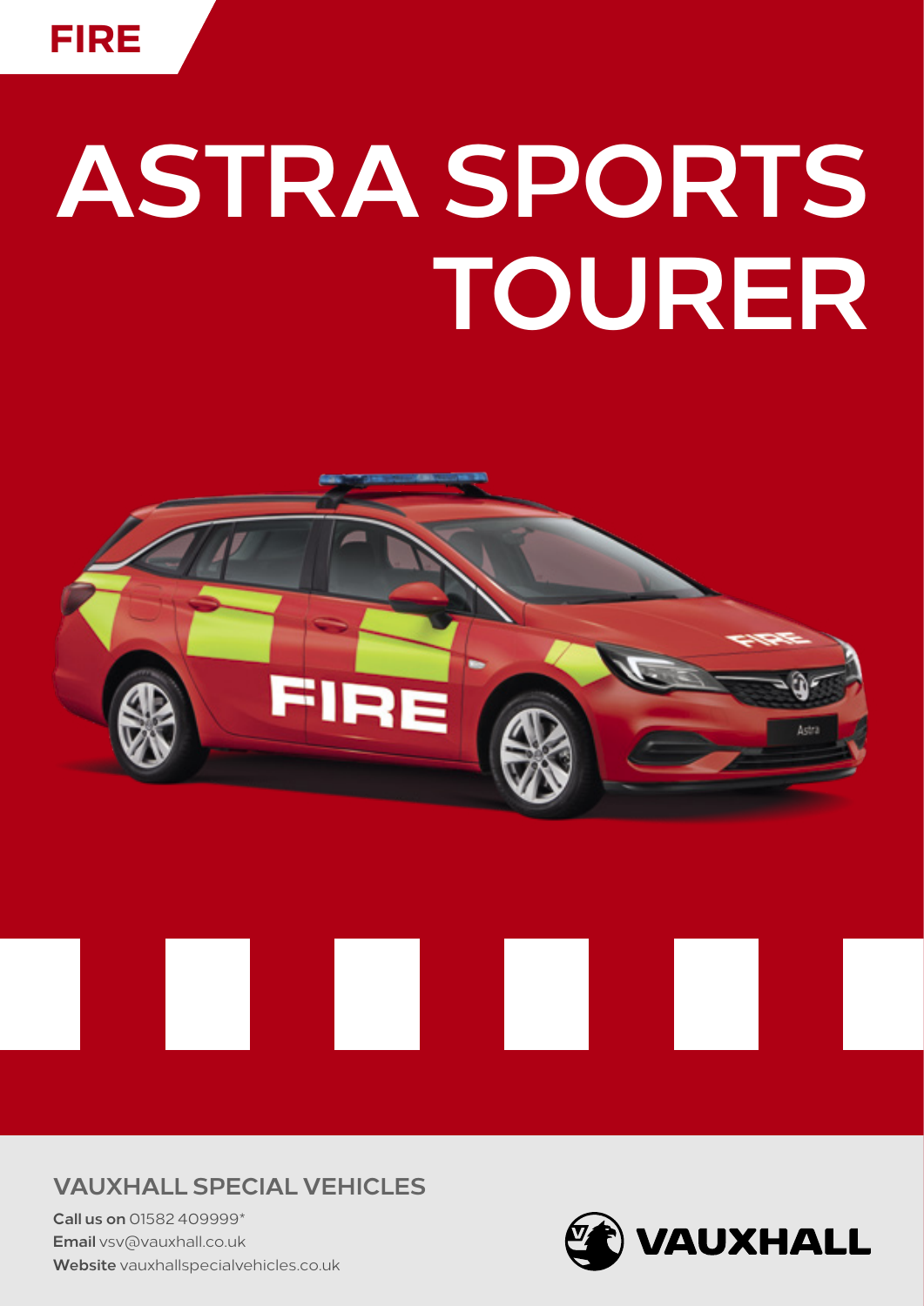FIRE

# ASTRA SPORTS TOURER

## VAUXHALL SPECIAL VEHICLES

**Call us on** 01582 409999*
**Email** vsv@vauxhall.co.uk
**Website** vauxhallspecialvehicles.co.uk

VAUXHALL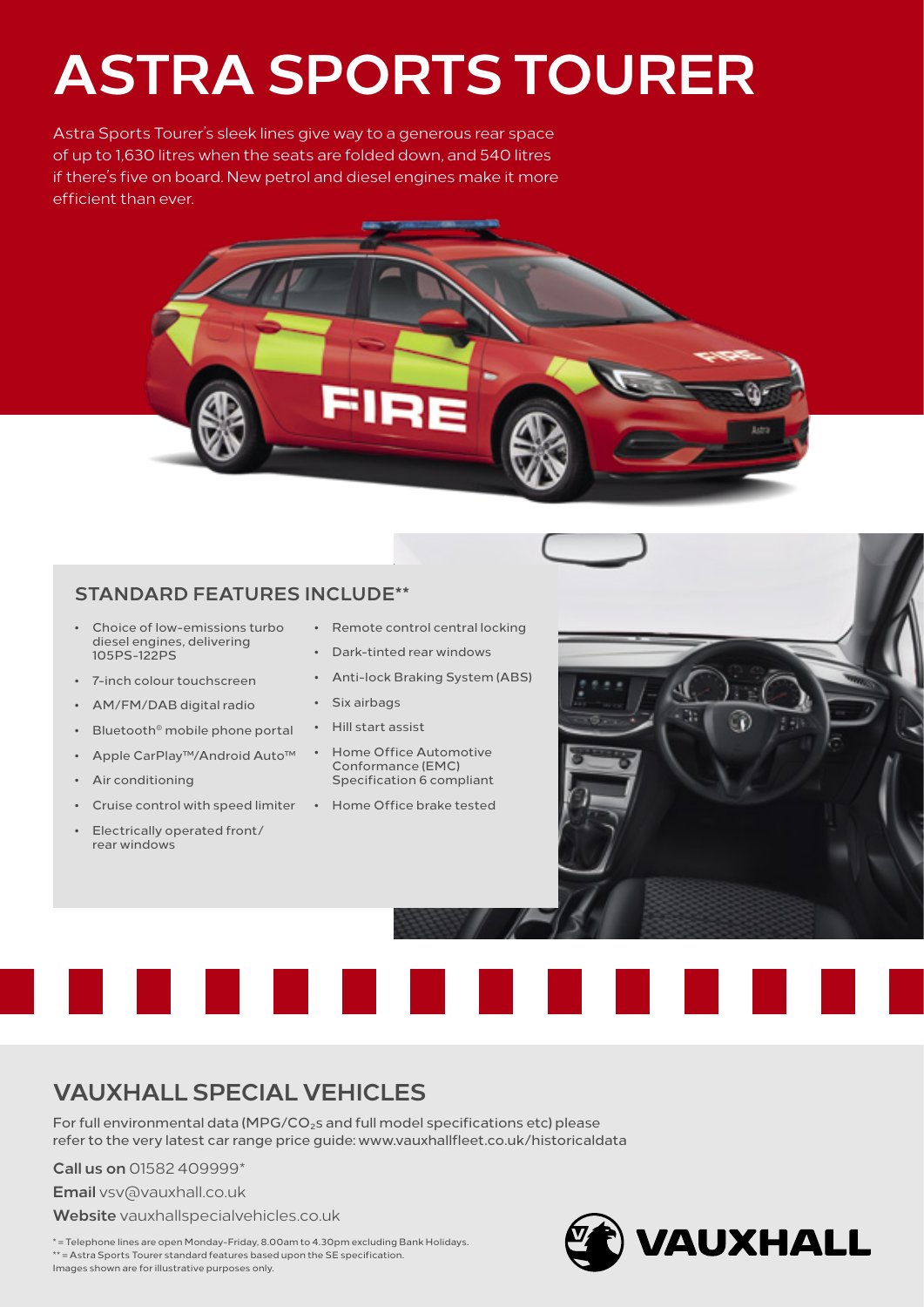# ASTRA SPORTS TOURER

Astra Sports Tourer's sleek lines give way to a generous rear space of up to 1,630 litres when the seats are folded down, and 540 litres if there's five on board. New petrol and diesel engines make it more efficient than ever.

## STANDARD FEATURES INCLUDE**

- Choice of low-emissions turbo diesel engines, delivering 105PS-122PS
- 7-inch colour touchscreen
- AM/FM/DAB digital radio
- Bluetooth® mobile phone portal
- Apple CarPlay™/Android Auto™
- Air conditioning
- Cruise control with speed limiter
- Electrically operated front/rear windows
- Remote control central locking
- Dark-tinted rear windows
- Anti-lock Braking System (ABS)
- Six airbags
- Hill start assist
- Home Office Automotive Conformance (EMC) Specification 6 compliant
- Home Office brake tested

## VAUXHALL SPECIAL VEHICLES

For full environmental data (MPG/$CO_2$s and full model specifications etc) please refer to the very latest car range price guide: www.vauxhallfleet.co.uk/historicaldata

**Call us on** 01582 409999*

**Email** vsv@vauxhall.co.uk

**Website** vauxhallspecialvehicles.co.uk

* = Telephone lines are open Monday-Friday, 8.00am to 4.30pm excluding Bank Holidays.
** = Astra Sports Tourer standard features based upon the SE specification.
Images shown are for illustrative purposes only.

VAUXHALL